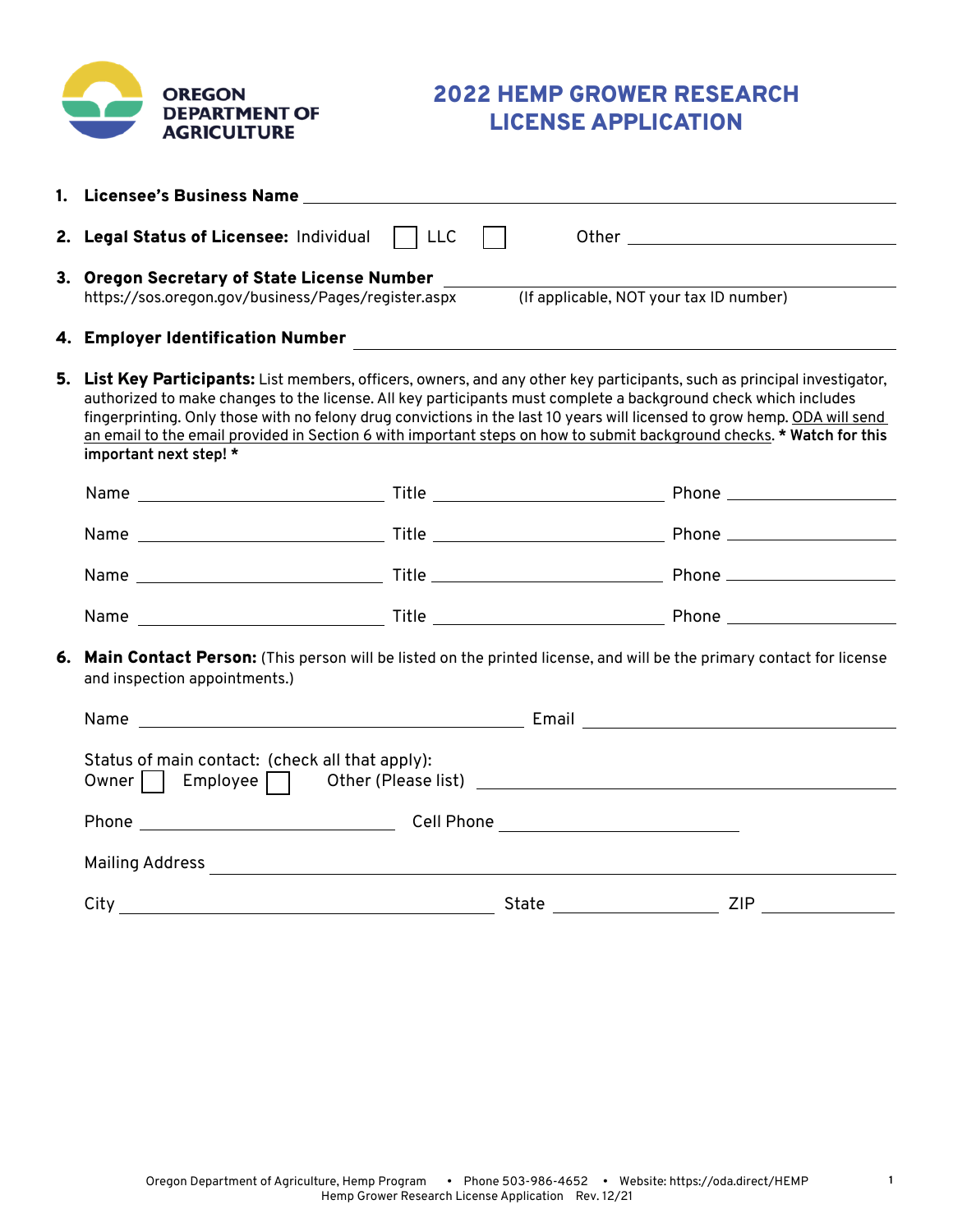OREGON DEPARTMENT OF AGRICULTURE

# 2022 HEMP GROWER RESEARCH LICENSE APPLICATION

1. **Licensee's Business Name** ______________________________

2. **Legal Status of Licensee:** Individual ☐ LLC ☐ Other ______________________________

3. **Oregon Secretary of State License Number** ______________________________
   https://sos.oregon.gov/business/Pages/register.aspx (If applicable, NOT your tax ID number)

4. **Employer Identification Number** ______________________________

5. **List Key Participants:** List members, officers, owners, and any other key participants, such as principal investigator, authorized to make changes to the license. All key participants must complete a background check which includes fingerprinting. Only those with no felony drug convictions in the last 10 years will licensed to grow hemp. ODA will send an email to the email provided in Section 6 with important steps on how to submit background checks. **\* Watch for this important next step! \***

   Name ____________ Title ____________ Phone ____________

   Name ____________ Title ____________ Phone ____________

   Name ____________ Title ____________ Phone ____________

   Name ____________ Title ____________ Phone ____________

6. **Main Contact Person:** (This person will be listed on the printed license, and will be the primary contact for license and inspection appointments.)

   Name ______________________________ Email ______________________________

   Status of main contact: (check all that apply):
   Owner ☐ Employee ☐ Other (Please list) ______________________________

   Phone ____________________ Cell Phone ____________________

   Mailing Address ______________________________

   City ____________________ State ____________ ZIP ____________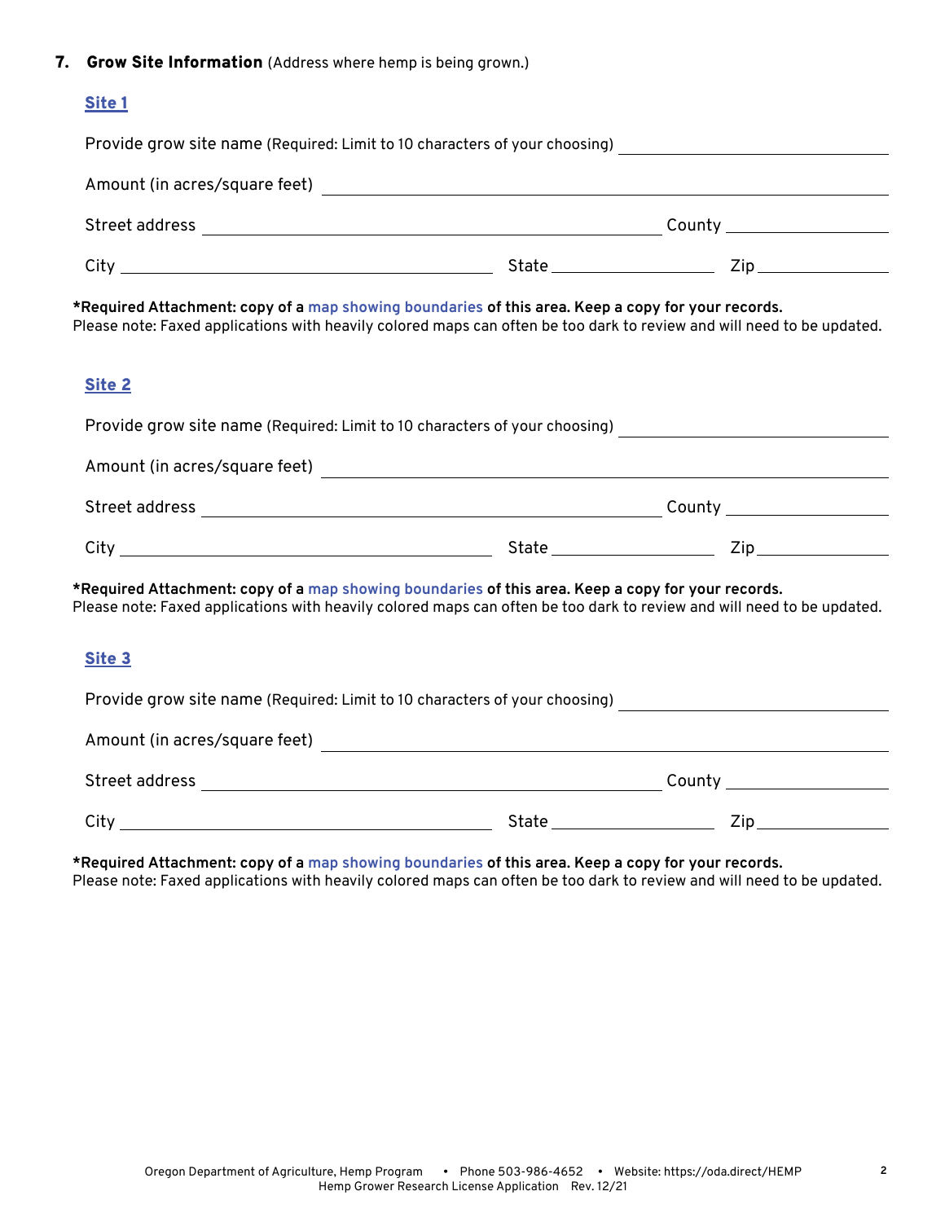## 7. Grow Site Information (Address where hemp is being grown.)

### Site 1

Provide grow site name (Required: Limit to 10 characters of your choosing) ______________________

Amount (in acres/square feet) ______________________

Street address ______________________ County ______________________

City ______________________ State ______________________ Zip ______________________

***Required Attachment: copy of a map showing boundaries of this area. Keep a copy for your records.**
Please note: Faxed applications with heavily colored maps can often be too dark to review and will need to be updated.

### Site 2

Provide grow site name (Required: Limit to 10 characters of your choosing) ______________________

Amount (in acres/square feet) ______________________

Street address ______________________ County ______________________

City ______________________ State ______________________ Zip ______________________

***Required Attachment: copy of a map showing boundaries of this area. Keep a copy for your records.**
Please note: Faxed applications with heavily colored maps can often be too dark to review and will need to be updated.

### Site 3

Provide grow site name (Required: Limit to 10 characters of your choosing) ______________________

Amount (in acres/square feet) ______________________

Street address ______________________ County ______________________

City ______________________ State ______________________ Zip ______________________

***Required Attachment: copy of a map showing boundaries of this area. Keep a copy for your records.**
Please note: Faxed applications with heavily colored maps can often be too dark to review and will need to be updated.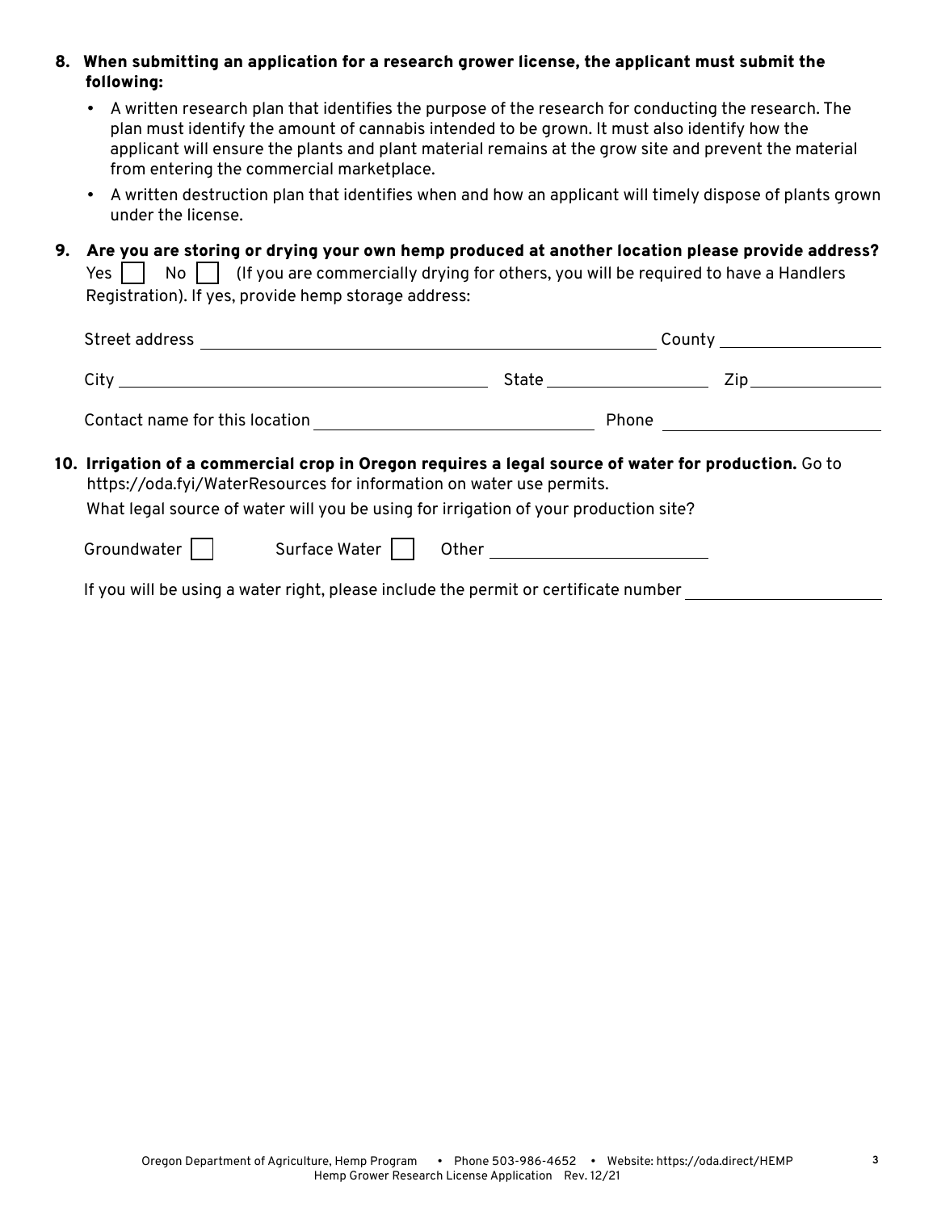**8. When submitting an application for a research grower license, the applicant must submit the following:**

- A written research plan that identifies the purpose of the research for conducting the research. The plan must identify the amount of cannabis intended to be grown. It must also identify how the applicant will ensure the plants and plant material remains at the grow site and prevent the material from entering the commercial marketplace.
- A written destruction plan that identifies when and how an applicant will timely dispose of plants grown under the license.

**9. Are you are storing or drying your own hemp produced at another location please provide address?**

Yes ☐ No ☐ (If you are commercially drying for others, you will be required to have a Handlers Registration). If yes, provide hemp storage address:

Street address ____________________ County ____________________

City ____________________ State ____________________ Zip ____________________

Contact name for this location ____________________ Phone ____________________

**10. Irrigation of a commercial crop in Oregon requires a legal source of water for production.** Go to https://oda.fyi/WaterResources for information on water use permits.

What legal source of water will you be using for irrigation of your production site?

Groundwater ☐ Surface Water ☐ Other ____________________

If you will be using a water right, please include the permit or certificate number ____________________

Oregon Department of Agriculture, Hemp Program • Phone 503-986-4652 • Website: https://oda.direct/HEMP
Hemp Grower Research License Application Rev. 12/21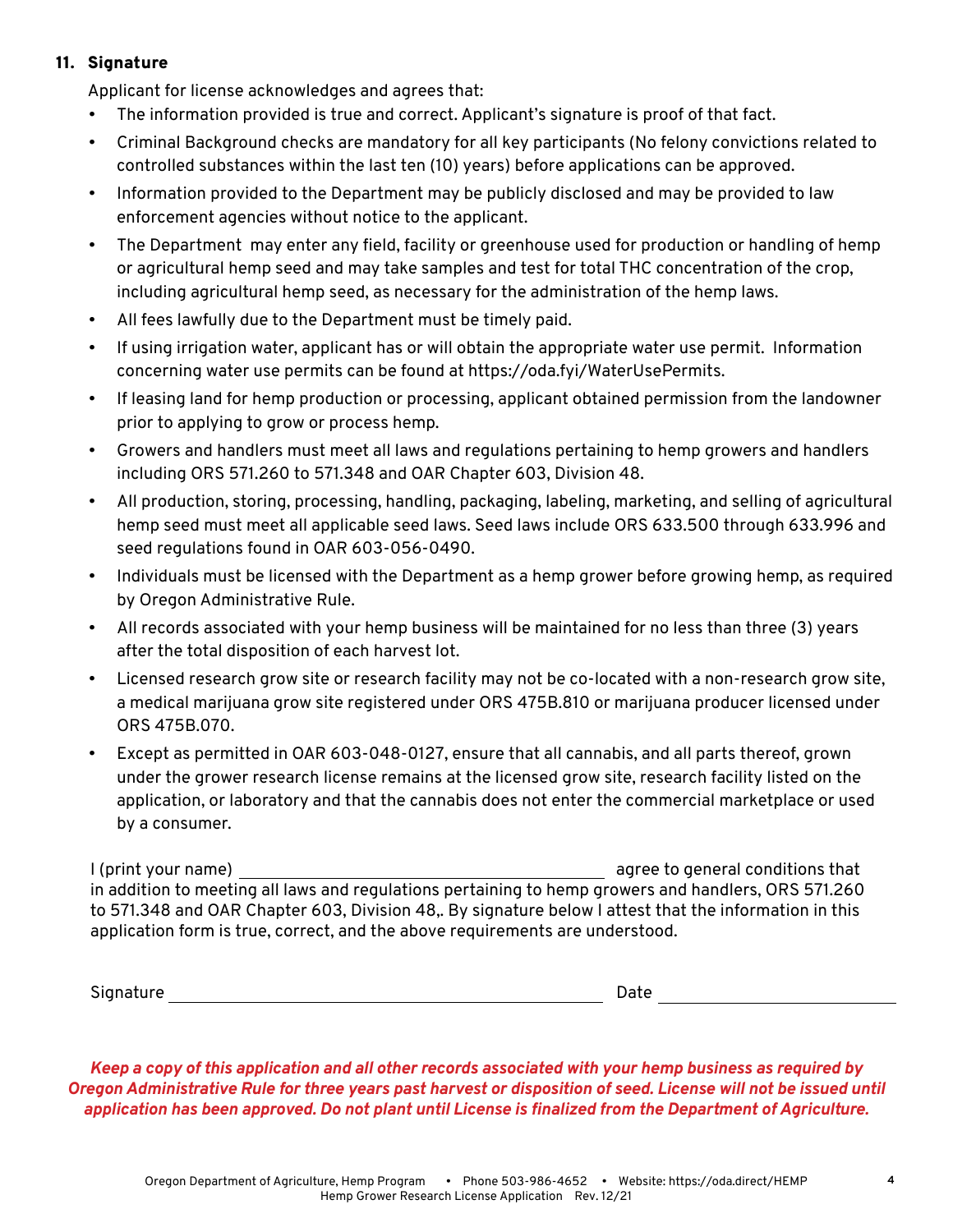## 11. Signature

Applicant for license acknowledges and agrees that:

- The information provided is true and correct. Applicant's signature is proof of that fact.
- Criminal Background checks are mandatory for all key participants (No felony convictions related to controlled substances within the last ten (10) years) before applications can be approved.
- Information provided to the Department may be publicly disclosed and may be provided to law enforcement agencies without notice to the applicant.
- The Department may enter any field, facility or greenhouse used for production or handling of hemp or agricultural hemp seed and may take samples and test for total THC concentration of the crop, including agricultural hemp seed, as necessary for the administration of the hemp laws.
- All fees lawfully due to the Department must be timely paid.
- If using irrigation water, applicant has or will obtain the appropriate water use permit. Information concerning water use permits can be found at https://oda.fyi/WaterUsePermits.
- If leasing land for hemp production or processing, applicant obtained permission from the landowner prior to applying to grow or process hemp.
- Growers and handlers must meet all laws and regulations pertaining to hemp growers and handlers including ORS 571.260 to 571.348 and OAR Chapter 603, Division 48.
- All production, storing, processing, handling, packaging, labeling, marketing, and selling of agricultural hemp seed must meet all applicable seed laws. Seed laws include ORS 633.500 through 633.996 and seed regulations found in OAR 603-056-0490.
- Individuals must be licensed with the Department as a hemp grower before growing hemp, as required by Oregon Administrative Rule.
- All records associated with your hemp business will be maintained for no less than three (3) years after the total disposition of each harvest lot.
- Licensed research grow site or research facility may not be co-located with a non-research grow site, a medical marijuana grow site registered under ORS 475B.810 or marijuana producer licensed under ORS 475B.070.
- Except as permitted in OAR 603-048-0127, ensure that all cannabis, and all parts thereof, grown under the grower research license remains at the licensed grow site, research facility listed on the application, or laboratory and that the cannabis does not enter the commercial marketplace or used by a consumer.

I (print your name) ________________________________ agree to general conditions that in addition to meeting all laws and regulations pertaining to hemp growers and handlers, ORS 571.260 to 571.348 and OAR Chapter 603, Division 48,. By signature below I attest that the information in this application form is true, correct, and the above requirements are understood.

Signature ________________________________ Date ____________________

***Keep a copy of this application and all other records associated with your hemp business as required by Oregon Administrative Rule for three years past harvest or disposition of seed. License will not be issued until application has been approved. Do not plant until License is finalized from the Department of Agriculture.***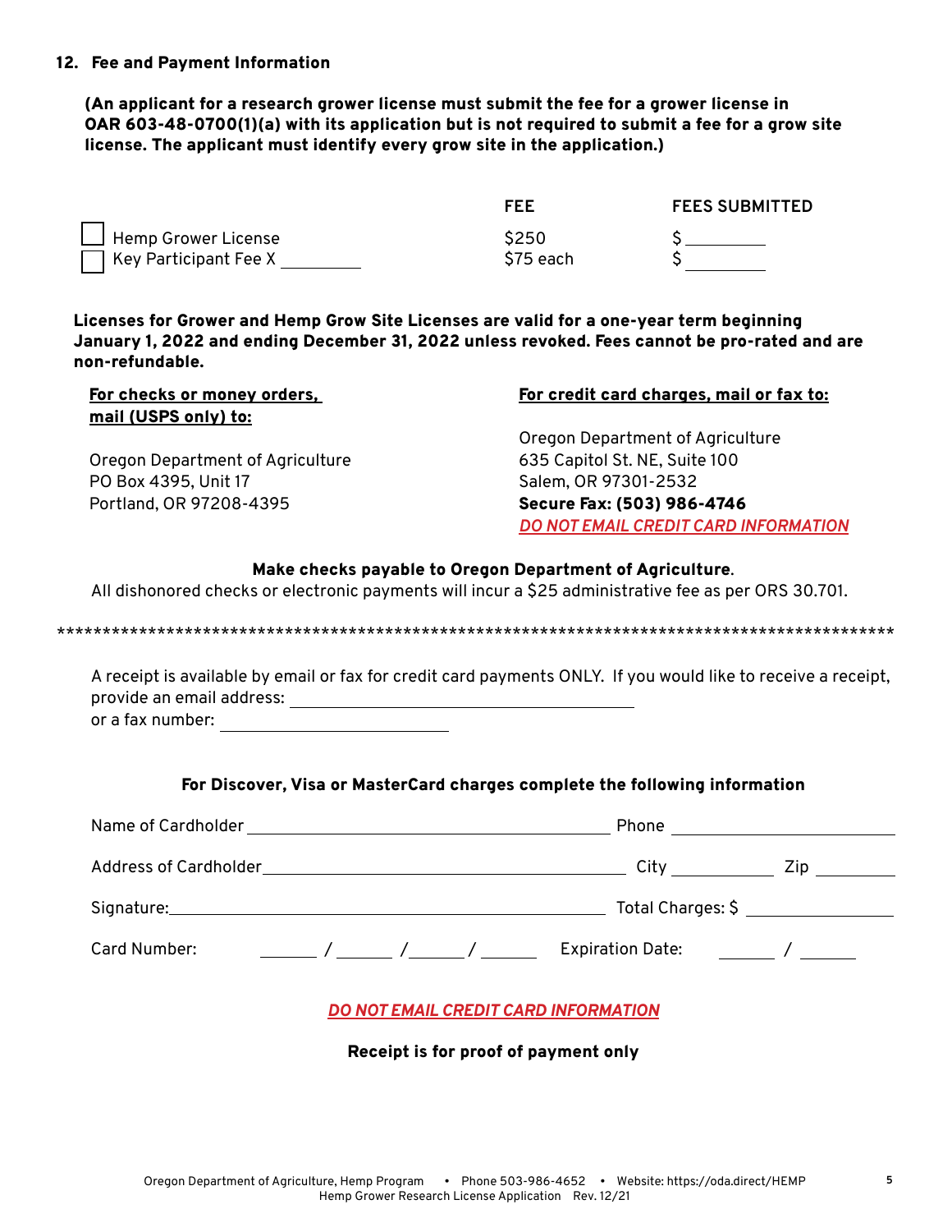## 12. Fee and Payment Information

**(An applicant for a research grower license must submit the fee for a grower license in OAR 603-48-0700(1)(a) with its application but is not required to submit a fee for a grow site license. The applicant must identify every grow site in the application.)**

| | FEE | FEES SUBMITTED |
|---|---|---|
| ☐ Hemp Grower License | $250 | $ ________ |
| ☐ Key Participant Fee X ________ | $75 each | $ ________ |

**Licenses for Grower and Hemp Grow Site Licenses are valid for a one-year term beginning January 1, 2022 and ending December 31, 2022 unless revoked. Fees cannot be pro-rated and are non-refundable.**

**For checks or money orders, mail (USPS only) to:**

Oregon Department of Agriculture
PO Box 4395, Unit 17
Portland, OR 97208-4395

**For credit card charges, mail or fax to:**

Oregon Department of Agriculture
635 Capitol St. NE, Suite 100
Salem, OR 97301-2532
**Secure Fax: (503) 986-4746**
***DO NOT EMAIL CREDIT CARD INFORMATION***

**Make checks payable to Oregon Department of Agriculture**.
All dishonored checks or electronic payments will incur a $25 administrative fee as per ORS 30.701.

*************************************************************************************************

A receipt is available by email or fax for credit card payments ONLY. If you would like to receive a receipt, provide an email address: ______________________________
or a fax number: ____________________

**For Discover, Visa or MasterCard charges complete the following information**

Name of Cardholder ______________________________ Phone ____________________

Address of Cardholder ______________________________ City __________ Zip ________

Signature: ______________________________ Total Charges: $ ______________

Card Number: ______ / ______ / ______ / ______ Expiration Date: ______ / ______

***DO NOT EMAIL CREDIT CARD INFORMATION***

**Receipt is for proof of payment only**